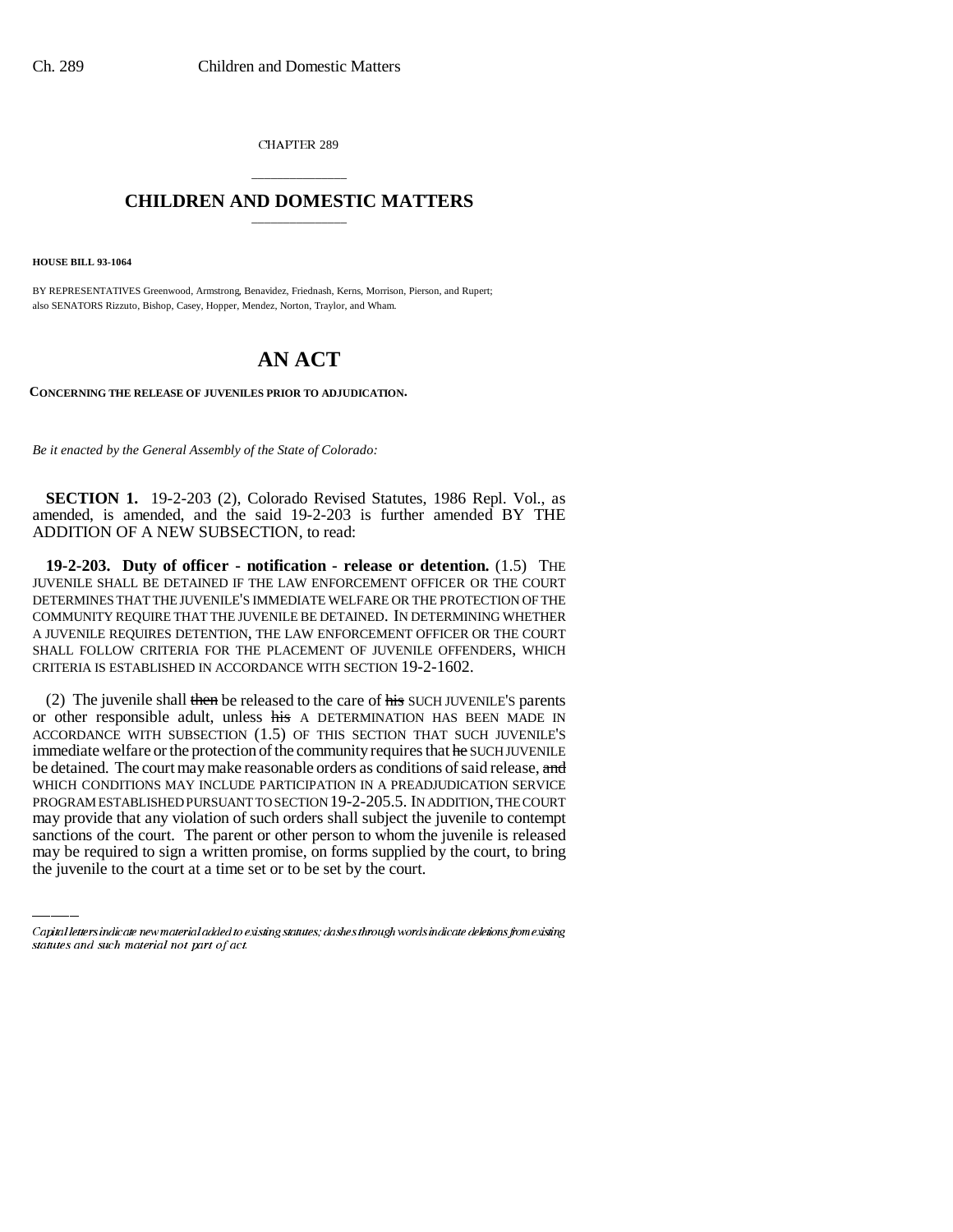CHAPTER 289

## CHILDREN AND DOMESTIC MATTERS

**HOUSE BILL 93-1064**

BY REPRESENTATIVES Greenwood, Armstrong, Benavidez, Friednash, Kerns, Morrison, Pierson, and Rupert;
also SENATORS Rizzuto, Bishop, Casey, Hopper, Mendez, Norton, Traylor, and Wham.

# AN ACT

**CONCERNING THE RELEASE OF JUVENILES PRIOR TO ADJUDICATION.**

*Be it enacted by the General Assembly of the State of Colorado:*

**SECTION 1.** 19-2-203 (2), Colorado Revised Statutes, 1986 Repl. Vol., as amended, is amended, and the said 19-2-203 is further amended BY THE ADDITION OF A NEW SUBSECTION, to read:

**19-2-203. Duty of officer - notification - release or detention.** (1.5) THE JUVENILE SHALL BE DETAINED IF THE LAW ENFORCEMENT OFFICER OR THE COURT DETERMINES THAT THE JUVENILE'S IMMEDIATE WELFARE OR THE PROTECTION OF THE COMMUNITY REQUIRE THAT THE JUVENILE BE DETAINED. IN DETERMINING WHETHER A JUVENILE REQUIRES DETENTION, THE LAW ENFORCEMENT OFFICER OR THE COURT SHALL FOLLOW CRITERIA FOR THE PLACEMENT OF JUVENILE OFFENDERS, WHICH CRITERIA IS ESTABLISHED IN ACCORDANCE WITH SECTION 19-2-1602.

(2) The juvenile shall ~~then~~ be released to the care of ~~his~~ SUCH JUVENILE'S parents or other responsible adult, unless ~~his~~ A DETERMINATION HAS BEEN MADE IN ACCORDANCE WITH SUBSECTION (1.5) OF THIS SECTION THAT SUCH JUVENILE'S immediate welfare or the protection of the community requires that ~~he~~ SUCH JUVENILE be detained. The court may make reasonable orders as conditions of said release, ~~and~~ WHICH CONDITIONS MAY INCLUDE PARTICIPATION IN A PREADJUDICATION SERVICE PROGRAM ESTABLISHED PURSUANT TO SECTION 19-2-205.5. IN ADDITION, THE COURT may provide that any violation of such orders shall subject the juvenile to contempt sanctions of the court. The parent or other person to whom the juvenile is released may be required to sign a written promise, on forms supplied by the court, to bring the juvenile to the court at a time set or to be set by the court.

Capital letters indicate new material added to existing statutes; dashes through words indicate deletions from existing statutes and such material not part of act.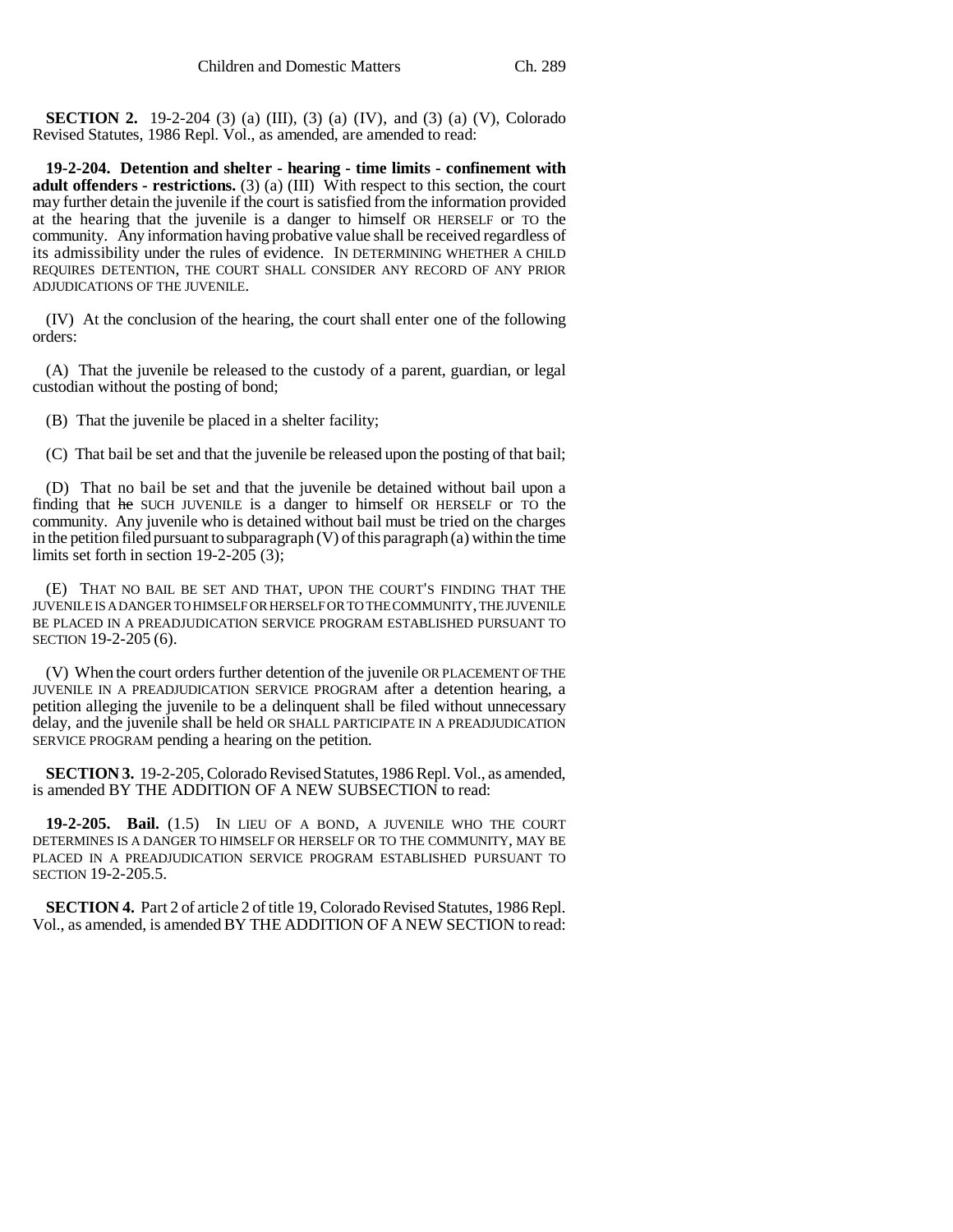**SECTION 2.** 19-2-204 (3) (a) (III), (3) (a) (IV), and (3) (a) (V), Colorado Revised Statutes, 1986 Repl. Vol., as amended, are amended to read:

**19-2-204. Detention and shelter - hearing - time limits - confinement with adult offenders - restrictions.** (3) (a) (III) With respect to this section, the court may further detain the juvenile if the court is satisfied from the information provided at the hearing that the juvenile is a danger to himself OR HERSELF or TO the community. Any information having probative value shall be received regardless of its admissibility under the rules of evidence. IN DETERMINING WHETHER A CHILD REQUIRES DETENTION, THE COURT SHALL CONSIDER ANY RECORD OF ANY PRIOR ADJUDICATIONS OF THE JUVENILE.

(IV) At the conclusion of the hearing, the court shall enter one of the following orders:

(A) That the juvenile be released to the custody of a parent, guardian, or legal custodian without the posting of bond;

(B) That the juvenile be placed in a shelter facility;

(C) That bail be set and that the juvenile be released upon the posting of that bail;

(D) That no bail be set and that the juvenile be detained without bail upon a finding that he SUCH JUVENILE is a danger to himself OR HERSELF or TO the community. Any juvenile who is detained without bail must be tried on the charges in the petition filed pursuant to subparagraph (V) of this paragraph (a) within the time limits set forth in section 19-2-205 (3);

(E) THAT NO BAIL BE SET AND THAT, UPON THE COURT'S FINDING THAT THE JUVENILE IS A DANGER TO HIMSELF OR HERSELF OR TO THE COMMUNITY, THE JUVENILE BE PLACED IN A PREADJUDICATION SERVICE PROGRAM ESTABLISHED PURSUANT TO SECTION 19-2-205 (6).

(V) When the court orders further detention of the juvenile OR PLACEMENT OF THE JUVENILE IN A PREADJUDICATION SERVICE PROGRAM after a detention hearing, a petition alleging the juvenile to be a delinquent shall be filed without unnecessary delay, and the juvenile shall be held OR SHALL PARTICIPATE IN A PREADJUDICATION SERVICE PROGRAM pending a hearing on the petition.

**SECTION 3.** 19-2-205, Colorado Revised Statutes, 1986 Repl. Vol., as amended, is amended BY THE ADDITION OF A NEW SUBSECTION to read:

**19-2-205. Bail.** (1.5) IN LIEU OF A BOND, A JUVENILE WHO THE COURT DETERMINES IS A DANGER TO HIMSELF OR HERSELF OR TO THE COMMUNITY, MAY BE PLACED IN A PREADJUDICATION SERVICE PROGRAM ESTABLISHED PURSUANT TO SECTION 19-2-205.5.

**SECTION 4.** Part 2 of article 2 of title 19, Colorado Revised Statutes, 1986 Repl. Vol., as amended, is amended BY THE ADDITION OF A NEW SECTION to read: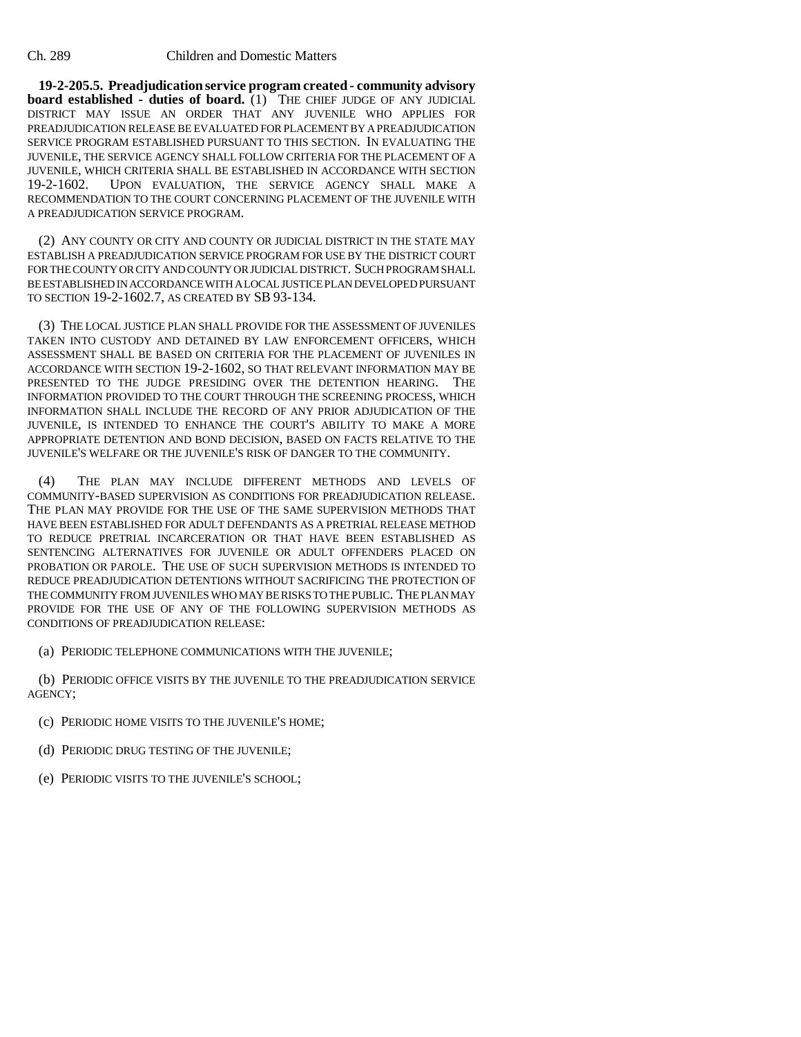**19-2-205.5. Preadjudication service program created - community advisory board established - duties of board.** (1) THE CHIEF JUDGE OF ANY JUDICIAL DISTRICT MAY ISSUE AN ORDER THAT ANY JUVENILE WHO APPLIES FOR PREADJUDICATION RELEASE BE EVALUATED FOR PLACEMENT BY A PREADJUDICATION SERVICE PROGRAM ESTABLISHED PURSUANT TO THIS SECTION. IN EVALUATING THE JUVENILE, THE SERVICE AGENCY SHALL FOLLOW CRITERIA FOR THE PLACEMENT OF A JUVENILE, WHICH CRITERIA SHALL BE ESTABLISHED IN ACCORDANCE WITH SECTION 19-2-1602. UPON EVALUATION, THE SERVICE AGENCY SHALL MAKE A RECOMMENDATION TO THE COURT CONCERNING PLACEMENT OF THE JUVENILE WITH A PREADJUDICATION SERVICE PROGRAM.

(2) ANY COUNTY OR CITY AND COUNTY OR JUDICIAL DISTRICT IN THE STATE MAY ESTABLISH A PREADJUDICATION SERVICE PROGRAM FOR USE BY THE DISTRICT COURT FOR THE COUNTY OR CITY AND COUNTY OR JUDICIAL DISTRICT. SUCH PROGRAM SHALL BE ESTABLISHED IN ACCORDANCE WITH A LOCAL JUSTICE PLAN DEVELOPED PURSUANT TO SECTION 19-2-1602.7, AS CREATED BY SB 93-134.

(3) THE LOCAL JUSTICE PLAN SHALL PROVIDE FOR THE ASSESSMENT OF JUVENILES TAKEN INTO CUSTODY AND DETAINED BY LAW ENFORCEMENT OFFICERS, WHICH ASSESSMENT SHALL BE BASED ON CRITERIA FOR THE PLACEMENT OF JUVENILES IN ACCORDANCE WITH SECTION 19-2-1602, SO THAT RELEVANT INFORMATION MAY BE PRESENTED TO THE JUDGE PRESIDING OVER THE DETENTION HEARING. THE INFORMATION PROVIDED TO THE COURT THROUGH THE SCREENING PROCESS, WHICH INFORMATION SHALL INCLUDE THE RECORD OF ANY PRIOR ADJUDICATION OF THE JUVENILE, IS INTENDED TO ENHANCE THE COURT'S ABILITY TO MAKE A MORE APPROPRIATE DETENTION AND BOND DECISION, BASED ON FACTS RELATIVE TO THE JUVENILE'S WELFARE OR THE JUVENILE'S RISK OF DANGER TO THE COMMUNITY.

(4) THE PLAN MAY INCLUDE DIFFERENT METHODS AND LEVELS OF COMMUNITY-BASED SUPERVISION AS CONDITIONS FOR PREADJUDICATION RELEASE. THE PLAN MAY PROVIDE FOR THE USE OF THE SAME SUPERVISION METHODS THAT HAVE BEEN ESTABLISHED FOR ADULT DEFENDANTS AS A PRETRIAL RELEASE METHOD TO REDUCE PRETRIAL INCARCERATION OR THAT HAVE BEEN ESTABLISHED AS SENTENCING ALTERNATIVES FOR JUVENILE OR ADULT OFFENDERS PLACED ON PROBATION OR PAROLE. THE USE OF SUCH SUPERVISION METHODS IS INTENDED TO REDUCE PREADJUDICATION DETENTIONS WITHOUT SACRIFICING THE PROTECTION OF THE COMMUNITY FROM JUVENILES WHO MAY BE RISKS TO THE PUBLIC. THE PLAN MAY PROVIDE FOR THE USE OF ANY OF THE FOLLOWING SUPERVISION METHODS AS CONDITIONS OF PREADJUDICATION RELEASE:

(a) PERIODIC TELEPHONE COMMUNICATIONS WITH THE JUVENILE;

(b) PERIODIC OFFICE VISITS BY THE JUVENILE TO THE PREADJUDICATION SERVICE AGENCY;

(c) PERIODIC HOME VISITS TO THE JUVENILE'S HOME;

(d) PERIODIC DRUG TESTING OF THE JUVENILE;

(e) PERIODIC VISITS TO THE JUVENILE'S SCHOOL;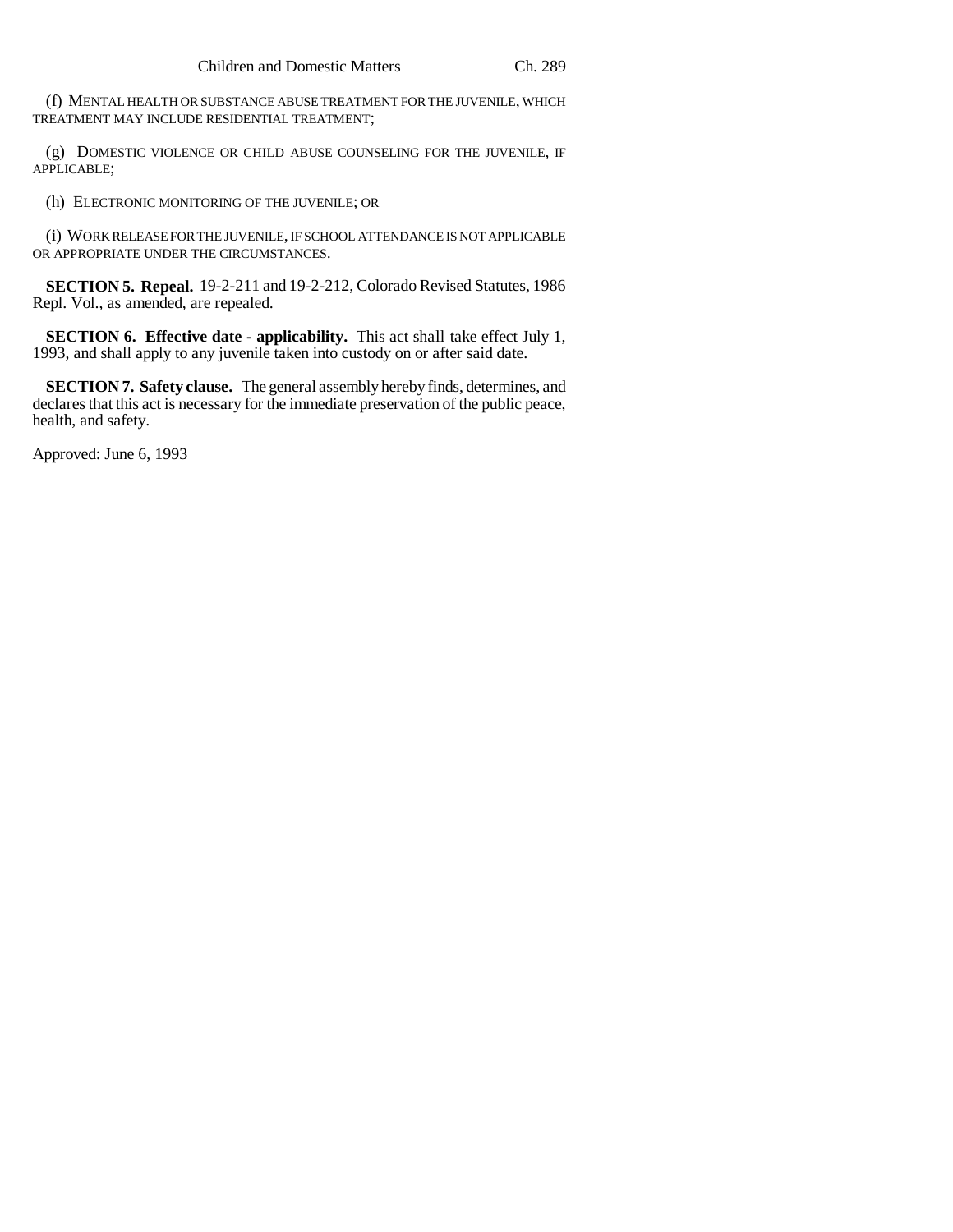(f) MENTAL HEALTH OR SUBSTANCE ABUSE TREATMENT FOR THE JUVENILE, WHICH TREATMENT MAY INCLUDE RESIDENTIAL TREATMENT;

(g) DOMESTIC VIOLENCE OR CHILD ABUSE COUNSELING FOR THE JUVENILE, IF APPLICABLE;

(h) ELECTRONIC MONITORING OF THE JUVENILE; OR

(i) WORK RELEASE FOR THE JUVENILE, IF SCHOOL ATTENDANCE IS NOT APPLICABLE OR APPROPRIATE UNDER THE CIRCUMSTANCES.

**SECTION 5. Repeal.** 19-2-211 and 19-2-212, Colorado Revised Statutes, 1986 Repl. Vol., as amended, are repealed.

**SECTION 6. Effective date - applicability.** This act shall take effect July 1, 1993, and shall apply to any juvenile taken into custody on or after said date.

**SECTION 7. Safety clause.** The general assembly hereby finds, determines, and declares that this act is necessary for the immediate preservation of the public peace, health, and safety.

Approved: June 6, 1993